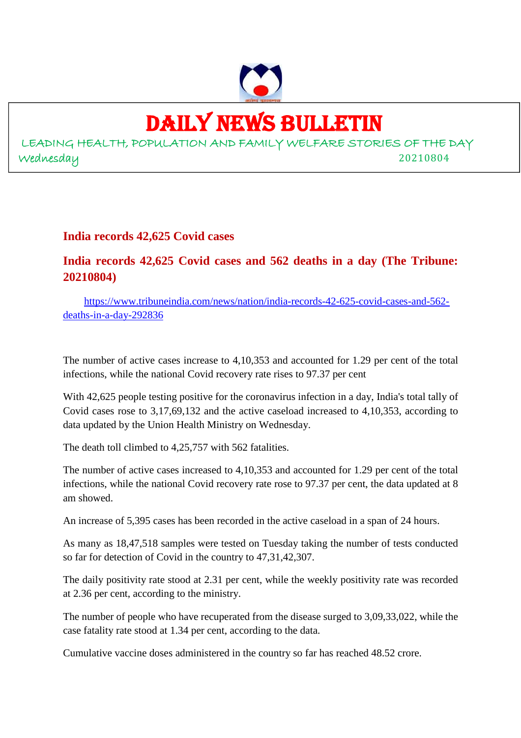# DAILY NEWS BULLETIN

LEADING HEALTH, POPULATION AND FAMILY WELFARE STORIES OF THE DAY

Wednesday 20210804

## India records 42,625 Covid cases

## India records 42,625 Covid cases and 562 deaths in a day (The Tribune: 20210804)

https://www.tribuneindia.com/news/nation/india-records-42-625-covid-cases-and-562-deaths-in-a-day-292836

The number of active cases increase to 4,10,353 and accounted for 1.29 per cent of the total infections, while the national Covid recovery rate rises to 97.37 per cent

With 42,625 people testing positive for the coronavirus infection in a day, India's total tally of Covid cases rose to 3,17,69,132 and the active caseload increased to 4,10,353, according to data updated by the Union Health Ministry on Wednesday.

The death toll climbed to 4,25,757 with 562 fatalities.

The number of active cases increased to 4,10,353 and accounted for 1.29 per cent of the total infections, while the national Covid recovery rate rose to 97.37 per cent, the data updated at 8 am showed.

An increase of 5,395 cases has been recorded in the active caseload in a span of 24 hours.

As many as 18,47,518 samples were tested on Tuesday taking the number of tests conducted so far for detection of Covid in the country to 47,31,42,307.

The daily positivity rate stood at 2.31 per cent, while the weekly positivity rate was recorded at 2.36 per cent, according to the ministry.

The number of people who have recuperated from the disease surged to 3,09,33,022, while the case fatality rate stood at 1.34 per cent, according to the data.

Cumulative vaccine doses administered in the country so far has reached 48.52 crore.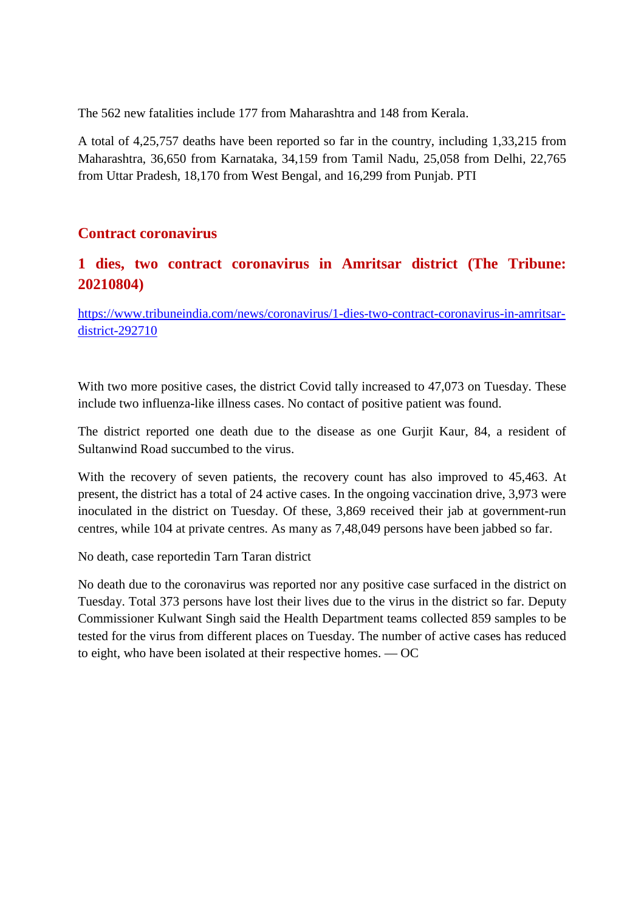The 562 new fatalities include 177 from Maharashtra and 148 from Kerala.

A total of 4,25,757 deaths have been reported so far in the country, including 1,33,215 from Maharashtra, 36,650 from Karnataka, 34,159 from Tamil Nadu, 25,058 from Delhi, 22,765 from Uttar Pradesh, 18,170 from West Bengal, and 16,299 from Punjab. PTI

## Contract coronavirus

## 1 dies, two contract coronavirus in Amritsar district (The Tribune: 20210804)

https://www.tribuneindia.com/news/coronavirus/1-dies-two-contract-coronavirus-in-amritsar-district-292710

With two more positive cases, the district Covid tally increased to 47,073 on Tuesday. These include two influenza-like illness cases. No contact of positive patient was found.

The district reported one death due to the disease as one Gurjit Kaur, 84, a resident of Sultanwind Road succumbed to the virus.

With the recovery of seven patients, the recovery count has also improved to 45,463. At present, the district has a total of 24 active cases. In the ongoing vaccination drive, 3,973 were inoculated in the district on Tuesday. Of these, 3,869 received their jab at government-run centres, while 104 at private centres. As many as 7,48,049 persons have been jabbed so far.

No death, case reportedin Tarn Taran district

No death due to the coronavirus was reported nor any positive case surfaced in the district on Tuesday. Total 373 persons have lost their lives due to the virus in the district so far. Deputy Commissioner Kulwant Singh said the Health Department teams collected 859 samples to be tested for the virus from different places on Tuesday. The number of active cases has reduced to eight, who have been isolated at their respective homes. — OC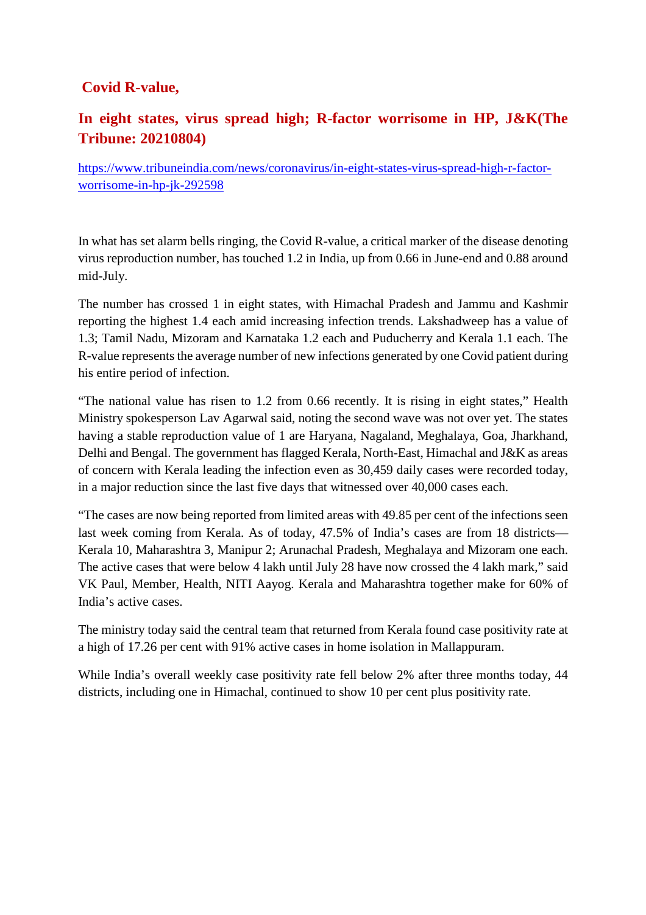## Covid R-value,

## In eight states, virus spread high; R-factor worrisome in HP, J&K(The Tribune: 20210804)

https://www.tribuneindia.com/news/coronavirus/in-eight-states-virus-spread-high-r-factor-worrisome-in-hp-jk-292598

In what has set alarm bells ringing, the Covid R-value, a critical marker of the disease denoting virus reproduction number, has touched 1.2 in India, up from 0.66 in June-end and 0.88 around mid-July.

The number has crossed 1 in eight states, with Himachal Pradesh and Jammu and Kashmir reporting the highest 1.4 each amid increasing infection trends. Lakshadweep has a value of 1.3; Tamil Nadu, Mizoram and Karnataka 1.2 each and Puducherry and Kerala 1.1 each. The R-value represents the average number of new infections generated by one Covid patient during his entire period of infection.

"The national value has risen to 1.2 from 0.66 recently. It is rising in eight states," Health Ministry spokesperson Lav Agarwal said, noting the second wave was not over yet. The states having a stable reproduction value of 1 are Haryana, Nagaland, Meghalaya, Goa, Jharkhand, Delhi and Bengal. The government has flagged Kerala, North-East, Himachal and J&K as areas of concern with Kerala leading the infection even as 30,459 daily cases were recorded today, in a major reduction since the last five days that witnessed over 40,000 cases each.

"The cases are now being reported from limited areas with 49.85 per cent of the infections seen last week coming from Kerala. As of today, 47.5% of India's cases are from 18 districts—Kerala 10, Maharashtra 3, Manipur 2; Arunachal Pradesh, Meghalaya and Mizoram one each. The active cases that were below 4 lakh until July 28 have now crossed the 4 lakh mark," said VK Paul, Member, Health, NITI Aayog. Kerala and Maharashtra together make for 60% of India's active cases.

The ministry today said the central team that returned from Kerala found case positivity rate at a high of 17.26 per cent with 91% active cases in home isolation in Mallappuram.

While India's overall weekly case positivity rate fell below 2% after three months today, 44 districts, including one in Himachal, continued to show 10 per cent plus positivity rate.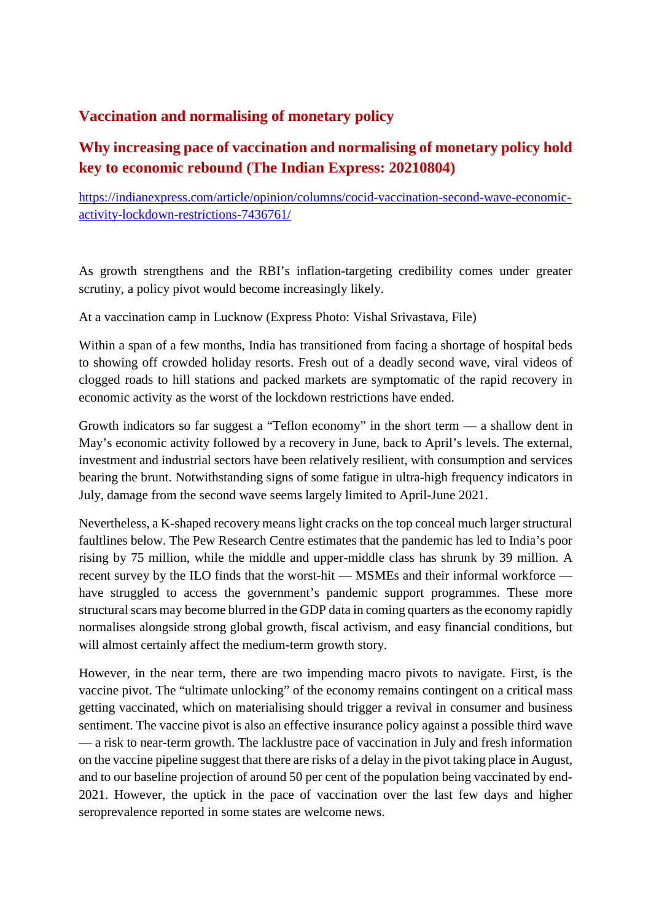## Vaccination and normalising of monetary policy

## Why increasing pace of vaccination and normalising of monetary policy hold key to economic rebound (The Indian Express: 20210804)

[https://indianexpress.com/article/opinion/columns/cocid-vaccination-second-wave-economic-activity-lockdown-restrictions-7436761/](https://indianexpress.com/article/opinion/columns/cocid-vaccination-second-wave-economic-activity-lockdown-restrictions-7436761/)

As growth strengthens and the RBI's inflation-targeting credibility comes under greater scrutiny, a policy pivot would become increasingly likely.

At a vaccination camp in Lucknow (Express Photo: Vishal Srivastava, File)

Within a span of a few months, India has transitioned from facing a shortage of hospital beds to showing off crowded holiday resorts. Fresh out of a deadly second wave, viral videos of clogged roads to hill stations and packed markets are symptomatic of the rapid recovery in economic activity as the worst of the lockdown restrictions have ended.

Growth indicators so far suggest a "Teflon economy" in the short term — a shallow dent in May's economic activity followed by a recovery in June, back to April's levels. The external, investment and industrial sectors have been relatively resilient, with consumption and services bearing the brunt. Notwithstanding signs of some fatigue in ultra-high frequency indicators in July, damage from the second wave seems largely limited to April-June 2021.

Nevertheless, a K-shaped recovery means light cracks on the top conceal much larger structural faultlines below. The Pew Research Centre estimates that the pandemic has led to India's poor rising by 75 million, while the middle and upper-middle class has shrunk by 39 million. A recent survey by the ILO finds that the worst-hit — MSMEs and their informal workforce — have struggled to access the government's pandemic support programmes. These more structural scars may become blurred in the GDP data in coming quarters as the economy rapidly normalises alongside strong global growth, fiscal activism, and easy financial conditions, but will almost certainly affect the medium-term growth story.

However, in the near term, there are two impending macro pivots to navigate. First, is the vaccine pivot. The "ultimate unlocking" of the economy remains contingent on a critical mass getting vaccinated, which on materialising should trigger a revival in consumer and business sentiment. The vaccine pivot is also an effective insurance policy against a possible third wave — a risk to near-term growth. The lacklustre pace of vaccination in July and fresh information on the vaccine pipeline suggest that there are risks of a delay in the pivot taking place in August, and to our baseline projection of around 50 per cent of the population being vaccinated by end-2021. However, the uptick in the pace of vaccination over the last few days and higher seroprevalence reported in some states are welcome news.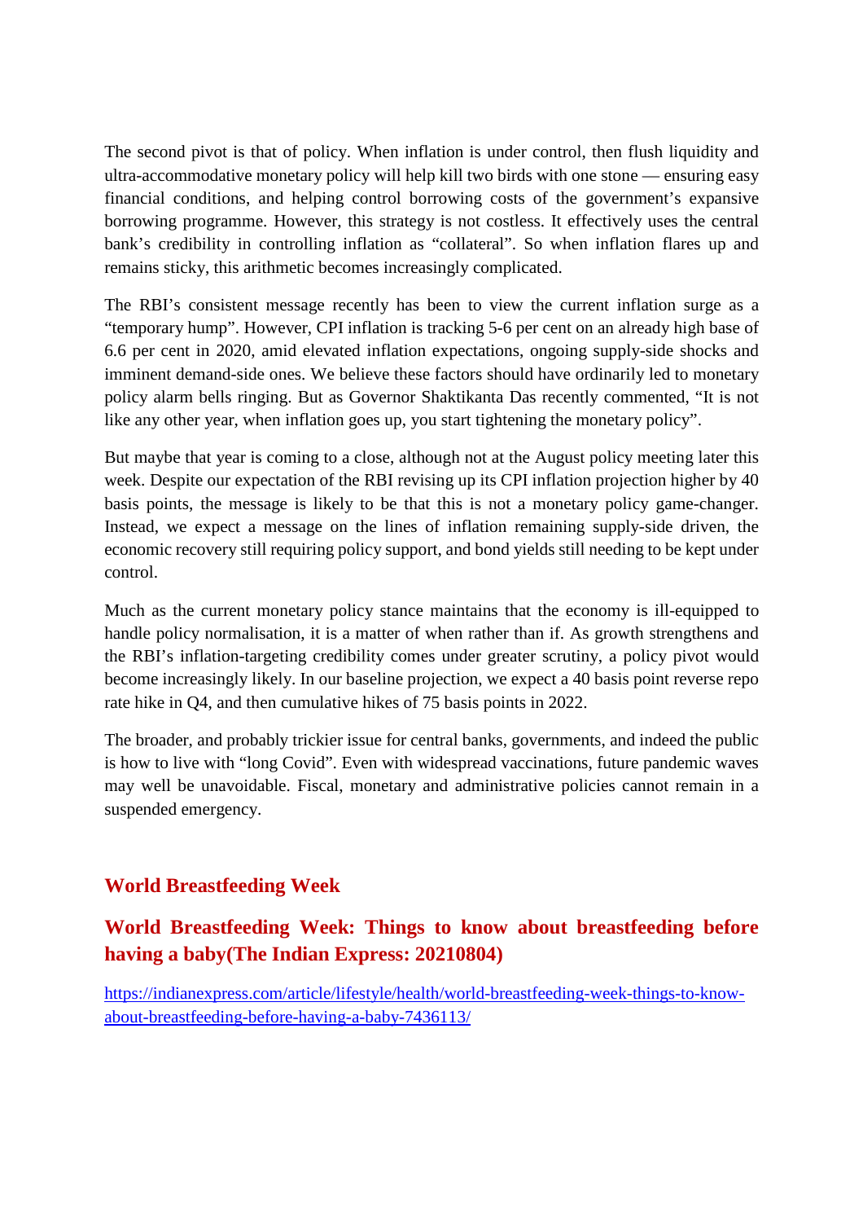The second pivot is that of policy. When inflation is under control, then flush liquidity and ultra-accommodative monetary policy will help kill two birds with one stone — ensuring easy financial conditions, and helping control borrowing costs of the government's expansive borrowing programme. However, this strategy is not costless. It effectively uses the central bank's credibility in controlling inflation as "collateral". So when inflation flares up and remains sticky, this arithmetic becomes increasingly complicated.

The RBI's consistent message recently has been to view the current inflation surge as a "temporary hump". However, CPI inflation is tracking 5-6 per cent on an already high base of 6.6 per cent in 2020, amid elevated inflation expectations, ongoing supply-side shocks and imminent demand-side ones. We believe these factors should have ordinarily led to monetary policy alarm bells ringing. But as Governor Shaktikanta Das recently commented, "It is not like any other year, when inflation goes up, you start tightening the monetary policy".

But maybe that year is coming to a close, although not at the August policy meeting later this week. Despite our expectation of the RBI revising up its CPI inflation projection higher by 40 basis points, the message is likely to be that this is not a monetary policy game-changer. Instead, we expect a message on the lines of inflation remaining supply-side driven, the economic recovery still requiring policy support, and bond yields still needing to be kept under control.

Much as the current monetary policy stance maintains that the economy is ill-equipped to handle policy normalisation, it is a matter of when rather than if. As growth strengthens and the RBI's inflation-targeting credibility comes under greater scrutiny, a policy pivot would become increasingly likely. In our baseline projection, we expect a 40 basis point reverse repo rate hike in Q4, and then cumulative hikes of 75 basis points in 2022.

The broader, and probably trickier issue for central banks, governments, and indeed the public is how to live with "long Covid". Even with widespread vaccinations, future pandemic waves may well be unavoidable. Fiscal, monetary and administrative policies cannot remain in a suspended emergency.

## World Breastfeeding Week

### World Breastfeeding Week: Things to know about breastfeeding before having a baby(The Indian Express: 20210804)

https://indianexpress.com/article/lifestyle/health/world-breastfeeding-week-things-to-know-about-breastfeeding-before-having-a-baby-7436113/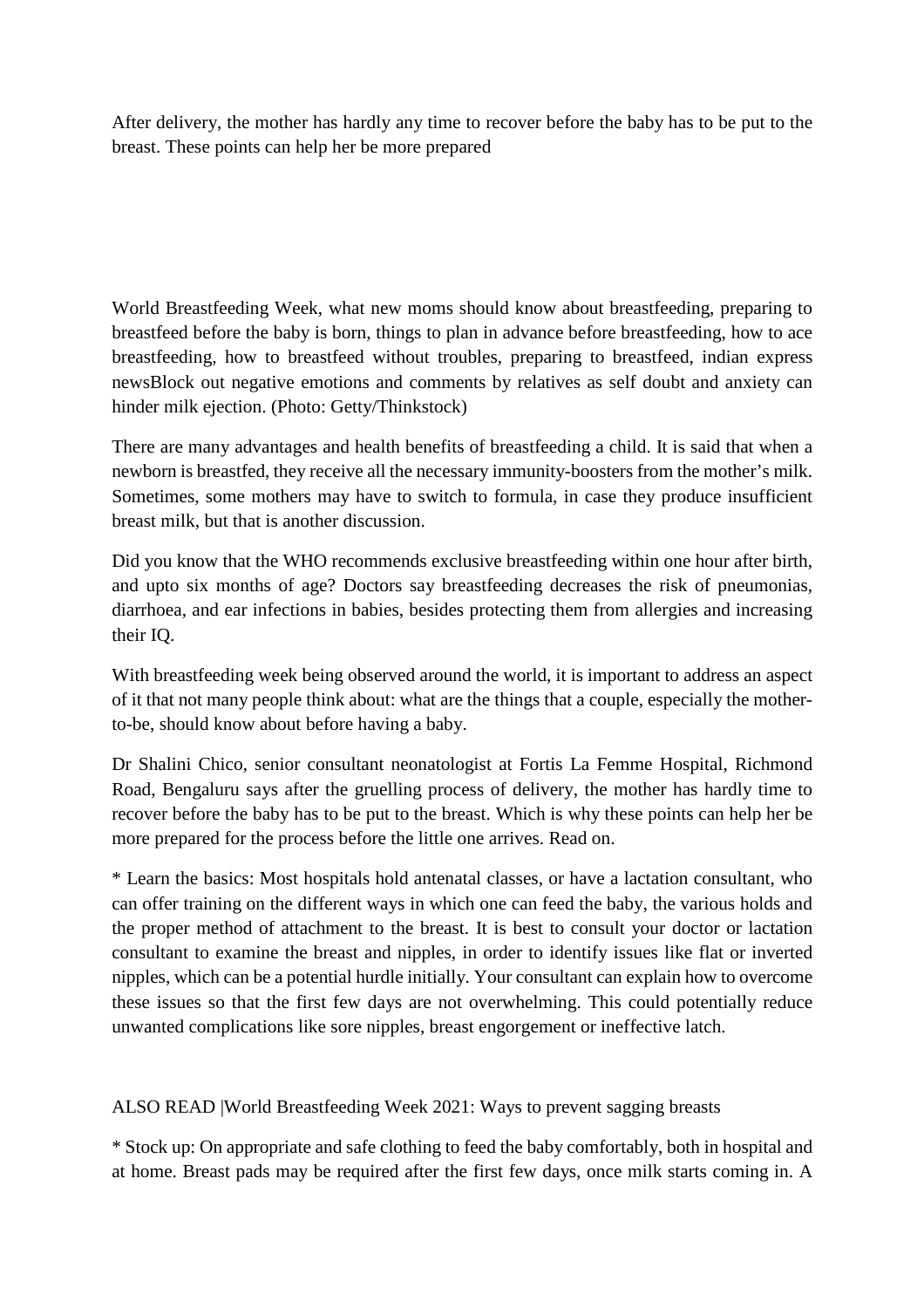After delivery, the mother has hardly any time to recover before the baby has to be put to the breast. These points can help her be more prepared

World Breastfeeding Week, what new moms should know about breastfeeding, preparing to breastfeed before the baby is born, things to plan in advance before breastfeeding, how to ace breastfeeding, how to breastfeed without troubles, preparing to breastfeed, indian express newsBlock out negative emotions and comments by relatives as self doubt and anxiety can hinder milk ejection. (Photo: Getty/Thinkstock)

There are many advantages and health benefits of breastfeeding a child. It is said that when a newborn is breastfed, they receive all the necessary immunity-boosters from the mother's milk. Sometimes, some mothers may have to switch to formula, in case they produce insufficient breast milk, but that is another discussion.

Did you know that the WHO recommends exclusive breastfeeding within one hour after birth, and upto six months of age? Doctors say breastfeeding decreases the risk of pneumonias, diarrhoea, and ear infections in babies, besides protecting them from allergies and increasing their IQ.

With breastfeeding week being observed around the world, it is important to address an aspect of it that not many people think about: what are the things that a couple, especially the mother-to-be, should know about before having a baby.

Dr Shalini Chico, senior consultant neonatologist at Fortis La Femme Hospital, Richmond Road, Bengaluru says after the gruelling process of delivery, the mother has hardly time to recover before the baby has to be put to the breast. Which is why these points can help her be more prepared for the process before the little one arrives. Read on.

* Learn the basics: Most hospitals hold antenatal classes, or have a lactation consultant, who can offer training on the different ways in which one can feed the baby, the various holds and the proper method of attachment to the breast. It is best to consult your doctor or lactation consultant to examine the breast and nipples, in order to identify issues like flat or inverted nipples, which can be a potential hurdle initially. Your consultant can explain how to overcome these issues so that the first few days are not overwhelming. This could potentially reduce unwanted complications like sore nipples, breast engorgement or ineffective latch.

ALSO READ |World Breastfeeding Week 2021: Ways to prevent sagging breasts

* Stock up: On appropriate and safe clothing to feed the baby comfortably, both in hospital and at home. Breast pads may be required after the first few days, once milk starts coming in. A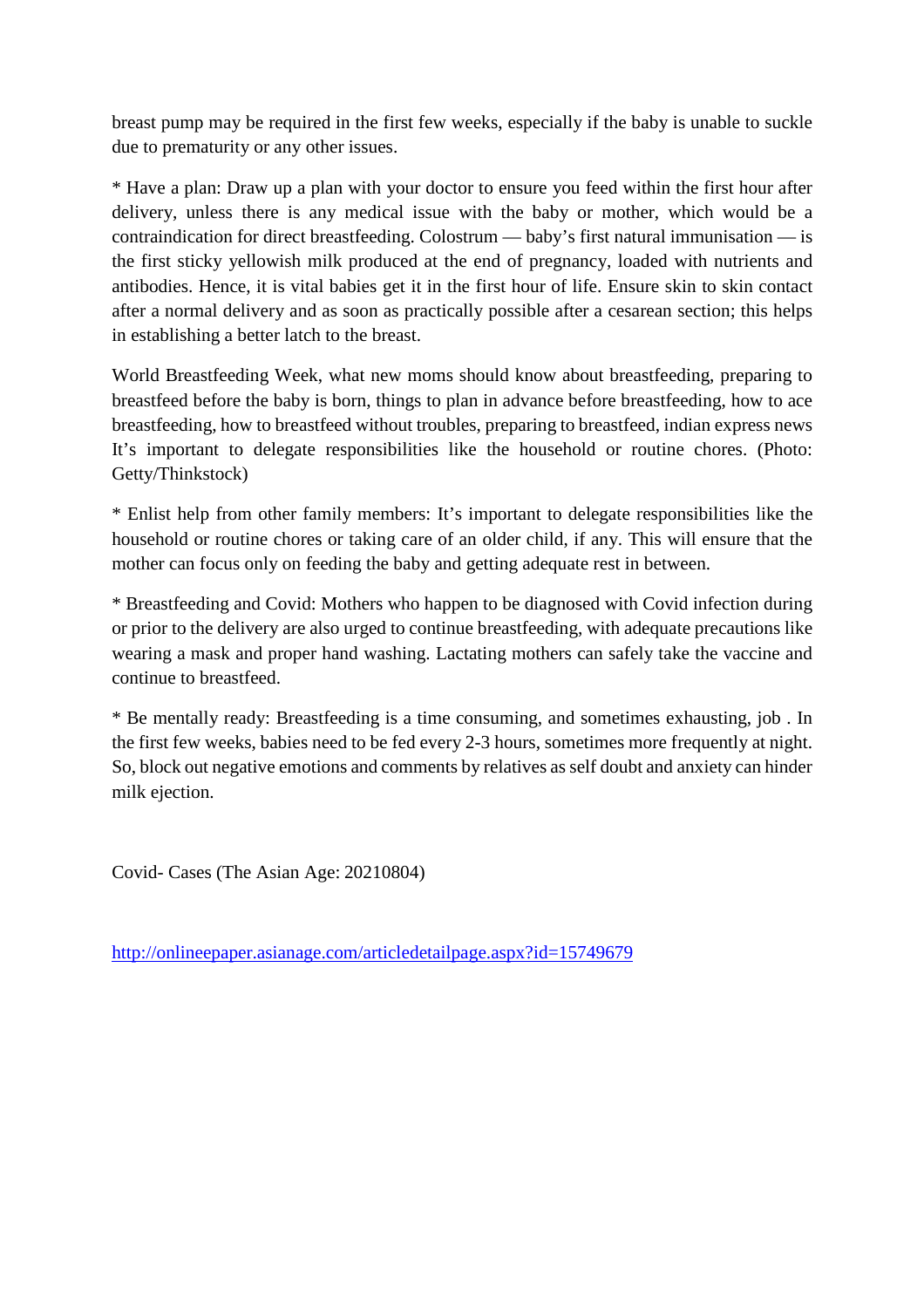breast pump may be required in the first few weeks, especially if the baby is unable to suckle due to prematurity or any other issues.

* Have a plan: Draw up a plan with your doctor to ensure you feed within the first hour after delivery, unless there is any medical issue with the baby or mother, which would be a contraindication for direct breastfeeding. Colostrum — baby's first natural immunisation — is the first sticky yellowish milk produced at the end of pregnancy, loaded with nutrients and antibodies. Hence, it is vital babies get it in the first hour of life. Ensure skin to skin contact after a normal delivery and as soon as practically possible after a cesarean section; this helps in establishing a better latch to the breast.

World Breastfeeding Week, what new moms should know about breastfeeding, preparing to breastfeed before the baby is born, things to plan in advance before breastfeeding, how to ace breastfeeding, how to breastfeed without troubles, preparing to breastfeed, indian express news It's important to delegate responsibilities like the household or routine chores. (Photo: Getty/Thinkstock)

* Enlist help from other family members: It's important to delegate responsibilities like the household or routine chores or taking care of an older child, if any. This will ensure that the mother can focus only on feeding the baby and getting adequate rest in between.

* Breastfeeding and Covid: Mothers who happen to be diagnosed with Covid infection during or prior to the delivery are also urged to continue breastfeeding, with adequate precautions like wearing a mask and proper hand washing. Lactating mothers can safely take the vaccine and continue to breastfeed.

* Be mentally ready: Breastfeeding is a time consuming, and sometimes exhausting, job . In the first few weeks, babies need to be fed every 2-3 hours, sometimes more frequently at night. So, block out negative emotions and comments by relatives as self doubt and anxiety can hinder milk ejection.

Covid- Cases (The Asian Age: 20210804)

http://onlineepaper.asianage.com/articledetailpage.aspx?id=15749679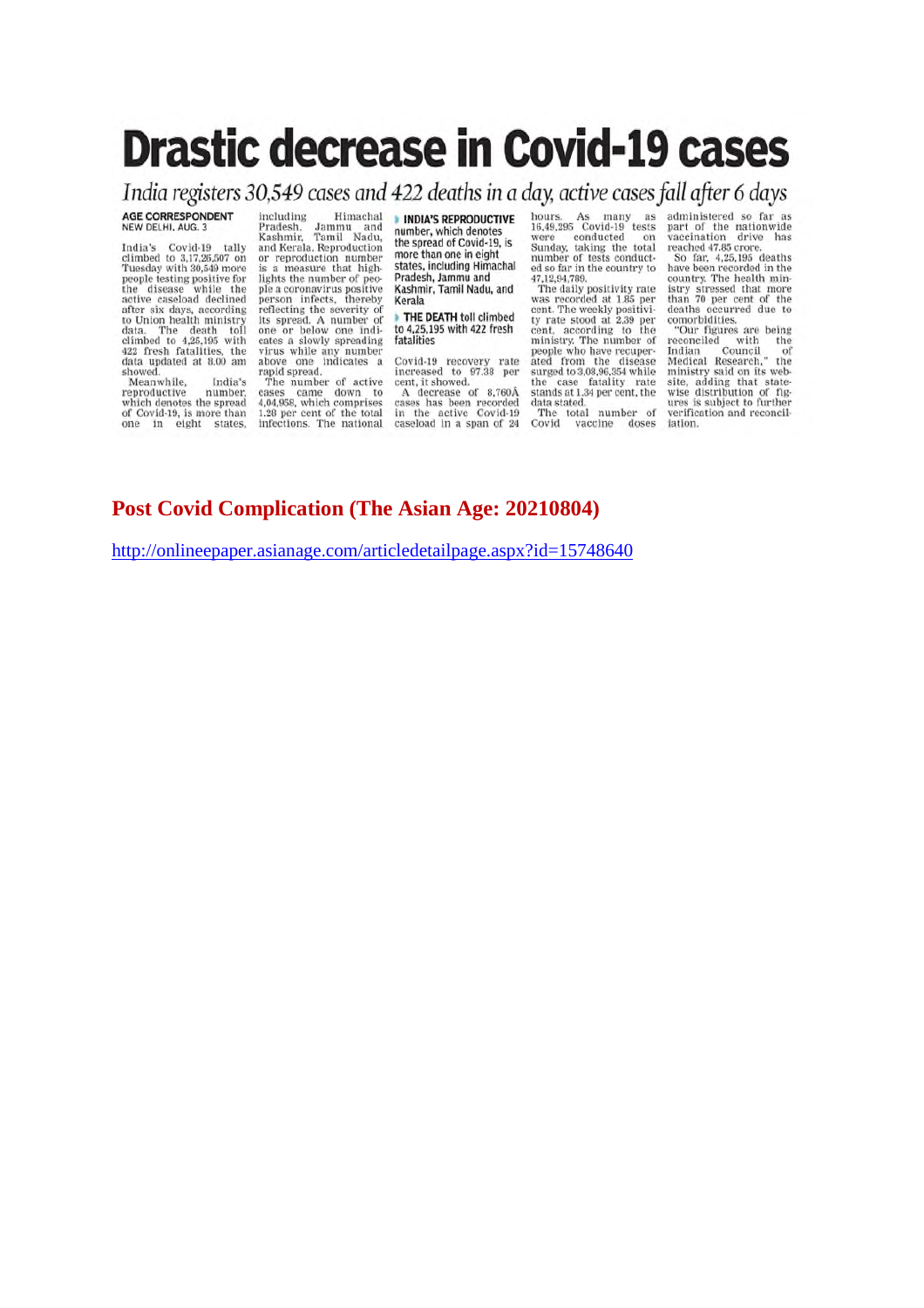# Drastic decrease in Covid-19 cases

*India registers 30,549 cases and 422 deaths in a day, active cases fall after 6 days*

**AGE CORRESPONDENT**
NEW DELHI, AUG. 3

India's Covid-19 tally climbed to 3,17,26,507 on Tuesday with 30,549 more people testing positive for the disease while the active caseload declined after six days, according to Union health ministry data. The death toll climbed to 4,25,195 with 422 fresh fatalities, the data updated at 8.00 am showed.

Meanwhile, India's reproductive number, which denotes the spread of Covid-19, is more than one in eight states, including Himachal Pradesh, Jammu and Kashmir, Tamil Nadu, and Kerala. Reproduction or reproduction number is a measure that highlights the number of people a coronavirus positive person infects, thereby reflecting the severity of its spread. A number of one or below one indicates a slowly spreading virus while any number above one indicates a rapid spread.

The number of active cases came down to 4,04,958, which comprises 1.28 per cent of the total infections. The national Covid-19 recovery rate increased to 97.38 per cent, it showed.

> **INDIA'S REPRODUCTIVE** number, which denotes the spread of Covid-19, is more than one in eight states, including Himachal Pradesh, Jammu and Kashmir, Tamil Nadu, and Kerala
>
> **THE DEATH** toll climbed to 4,25,195 with 422 fresh fatalities

A decrease of 8,760Â cases has been recorded in the active Covid-19 caseload in a span of 24 hours. As many as 16,49,295 Covid-19 tests were conducted on Sunday, taking the total number of tests conducted so far in the country to 47,12,94,789.

The daily positivity rate was recorded at 1.85 per cent. The weekly positivity rate stood at 2.39 per cent, according to the ministry. The number of people who have recuperated from the disease surged to 3,08,96,354 while the case fatality rate stands at 1.34 per cent, the data stated.

The total number of Covid vaccine doses administered so far as part of the nationwide vaccination drive has reached 47.85 crore.

So far, 4,25,195 deaths have been recorded in the country. The health ministry stressed that more than 70 per cent of the deaths occurred due to comorbidities.

"Our figures are being reconciled with the Indian Council of Medical Research," the ministry said on its website, adding that statewise distribution of figures is subject to further verification and reconciliation.

**Post Covid Complication (The Asian Age: 20210804)**

http://onlineepaper.asianage.com/articledetailpage.aspx?id=15748640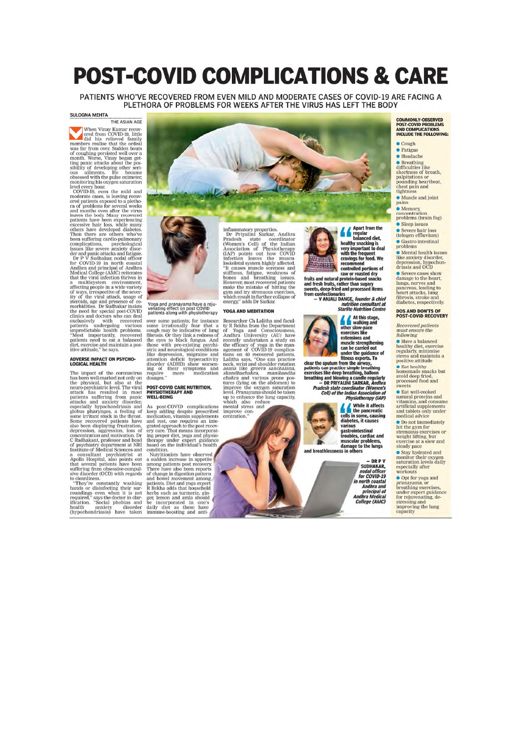# POST-COVID COMPLICATIONS & CARE

PATIENTS WHO'VE RECOVERED FROM EVEN MILD AND MODERATE CASES OF COVID-19 ARE FACING A PLETHORA OF PROBLEMS FOR WEEKS AFTER THE VIRUS HAS LEFT THE BODY

SULOGNA MEHTA
THE ASIAN AGE

When Vinay Kumar recovered from COVID-19, little did his relieved family members realise that the ordeal was far from over. Sudden bouts of coughing persisted well over a month. Worse, Vinay began getting panic attacks about the possibility of developing other serious ailments. He became obsessed with the pulse oximeter, monitoring his oxygen saturation level every hour.

COVID-19, even the mild and moderate cases, is leaving recovered patients exposed to a plethora of problems for several weeks and months even after the virus leaves the body. Many recovered patients have been experiencing excessive hair loss, while many others have developed diabetes. Then there are others who've been suffering cardio-pulmonary complications, psychological issues like severe anxiety disorder and panic attacks and fatigue.

Dr P V Sudhakar, nodal officer for COVID-19 in north coastal Andhra and principal of Andhra Medical College (AMC) reiterates that the viral infection thrives in a multisystem environment, affecting people in a wide variety of ways, irrespective of the severity of the viral attack, usage of steroids, age and presence of co-morbidities. Dr Sudhakar insists the need for special post-COVID clinics and doctors who can deal exclusively with recovered patients undergoing various unpredictable health problems. "Most importantly, recovered patients need to eat a balanced diet, exercise and maintain a positive attitude," he says.

## ADVERSE IMPACT ON PSYCHOLOGICAL HEALTH

The impact of the coronavirus has been well-marked not only on the physical, but also at the neuro-psychiatric level. The viral attack has resulted in most patients suffering from panic attacks and anxiety disorder, especially hypochondriasis and globus pharynges, a feeling of some irritant stuck in the throat. Some recovered patients have also been displaying frustration, depression, aggression, loss of concentration and motivation. Dr C Radhakant, professor and head of psychiatry department at NRI Institute of Medical Sciences and a consultant psychiatrist at Apollo Hospital, also points out that several patients have been suffering from obsessive-compulsive disorder (OCD) with regards to cleanliness.

"They're constantly washing hands or disinfecting their surroundings even when it is not required," says the doctor in clarification. "Social phobias and health anxiety disorder (hypochondriasis) have taken over some patients; for instance some irrationally fear that a cough may be indicative of lung fibrosis. Or they link a redness of the eyes to black fungus. And those with pre-existing psychiatric and neurological conditions like depression, migraine and attention deficit hyperactivity disorder (ADHD) show worsening of their symptoms and require more medication dosages."

Yoga and *pranayama* have a rejuvenating effect on post COVID patients along with physiotherapy

## POST-COVID CARE NUTRITION, PHYSIOTHERAPY AND WELL-BEING

As post-COVID complications keep adding despite prescribed medication, vitamin supplements and rest, one requires an integrated approach to the post recovery care. That means incorporating proper diet, yoga and physiotherapy under expert guidance based on the individual's health condition.

Nutritionists have observed a sudden increase in appetite among patients post recovery. There have also been reports of change in digestion pattern and bowel movement among patients. Diet and yoga expert R Rekha adds that household herbs such as turmeric, ginger, lemon and amla should be incorporated in one's daily diet as these have immune-boosting and anti-inflammatory properties.

Dr Priyalini Sarkar, Andhra Pradesh state coordinator (Women's Cell) of the Indian Association of Physiotherapy (IAP) points out how COVID infection leaves the musculoskeletal system highly affected. "It causes muscle soreness and stiffness, fatigue, weakness of bones and breathing issues. However, most recovered patients make the mistake of hitting the gym and try strenuous exercises, which result in further collapse of energy," adds Dr Sarkar.

## YOGA AND MEDITATION

Researcher Ch Lalitha and faculty R Rekha from the Department of Yoga and Consciousness, Andhra University (AU) have recently undertaken a study on the efficacy of yoga in the management of COVID-19 complications on 40 recovered patients. Lalitha says, "One can practice neck, wrist and shoulder rotation *asana* like *greeva sanchalana, skandhachakra, manibandha chakra* and various prone postures (lying on the abdomen) to improve the oxygen saturation level. *Pranayama* should be taken up to enhance the lung capacity, which also reduce mental stress and improve concentration."

> **"Apart from the regular balanced diet, healthy snacking is very important to deal with the frequent cravings for food. We recommend controlled portions of raw or roasted dry fruits and natural protein-based snacks and fresh fruits, rather than sugary sweets, deep-fried and processed items from confectionaries"**
> — V ANJALI DANGE, *founder & chief nutrition consultant at Starlife Nutrition Centre*

> **"At this stage, walking and other slow-pace exercises like extensions and muscle strengthening can be carried out under the guidance of fitness experts. To clear the sputum from the airway, patients can practice simple breathing exercises like deep breathing, balloon breathing and blowing a candle regularly"**
> — DR PRIYALINI SARKAR, *Andhra Pradesh state coordinator (Women's Cell) of the Indian Association of Physiotherapy (IAP)*

> **"While it affects the pancreatic cells in some, causing diabetes, it causes various gastrointestinal troubles, cardiac and muscular problems, damage to the lungs and breathlessness in others"**
> — DR P V SUDHAKAR, *nodal officer for COVID-19 in north coastal Andhra and principal of Andhra Medical College (AMC)*

### COMMONLY-OBSERVED POST-COVID PROBLEMS AND COMPLICATIONS INCLUDE THE FOLLOWING:

- Cough
- Fatigue
- Headache
- Breathing difficulties like shortness of breath, palpitations or pounding heartbeat, chest pain and tightness
- Muscle and joint pains
- Memory, concentration problems (brain fog)
- Sleep issues
- Severe hair loss (telogen effluvium)
- Gastro-intestinal problems
- Mental health issues like anxiety disorder, depression, hypochondriasis and OCD
- Severe cases show damage to the heart, lungs, nerves and pancreas, leading to heart attacks, lung fibrosis, stroke and diabetes, respectively.

### DOS AND DON'TS OF POST-COVID RECOVERY

*Recovered patients must ensure the following*

- Have a balanced healthy diet, exercise regularly, minimise stress and maintain a positive attitude
- Eat healthy homemade snacks but avoid deep fried, processed food and sweets
- Eat well-cooked natural proteins and vitamins, and consume artificial supplements and tablets only under medical advice
- Do not immediately hit the gym for strenuous exercises or weight lifting, but exercise at a slow and steady pace
- Stay hydrated and monitor their oxygen saturation levels daily especially after workouts
- Opt for yoga and *pranayama*, or breathing exercises, under expert guidance for rejuvenating, de-stressing and improving the lung capacity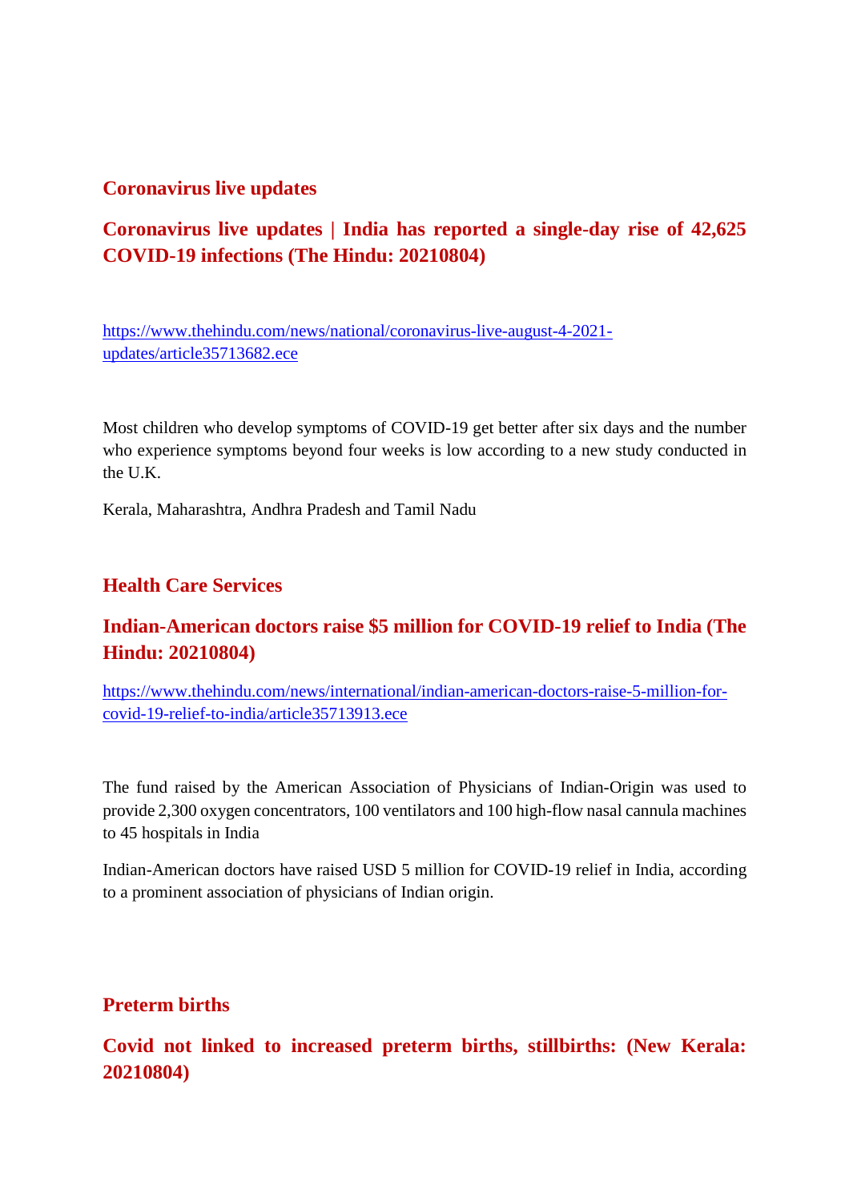## Coronavirus live updates

### Coronavirus live updates | India has reported a single-day rise of 42,625 COVID-19 infections (The Hindu: 20210804)

https://www.thehindu.com/news/national/coronavirus-live-august-4-2021-updates/article35713682.ece

Most children who develop symptoms of COVID-19 get better after six days and the number who experience symptoms beyond four weeks is low according to a new study conducted in the U.K.

Kerala, Maharashtra, Andhra Pradesh and Tamil Nadu

## Health Care Services

### Indian-American doctors raise $5 million for COVID-19 relief to India (The Hindu: 20210804)

https://www.thehindu.com/news/international/indian-american-doctors-raise-5-million-for-covid-19-relief-to-india/article35713913.ece

The fund raised by the American Association of Physicians of Indian-Origin was used to provide 2,300 oxygen concentrators, 100 ventilators and 100 high-flow nasal cannula machines to 45 hospitals in India

Indian-American doctors have raised USD 5 million for COVID-19 relief in India, according to a prominent association of physicians of Indian origin.

## Preterm births

### Covid not linked to increased preterm births, stillbirths: (New Kerala: 20210804)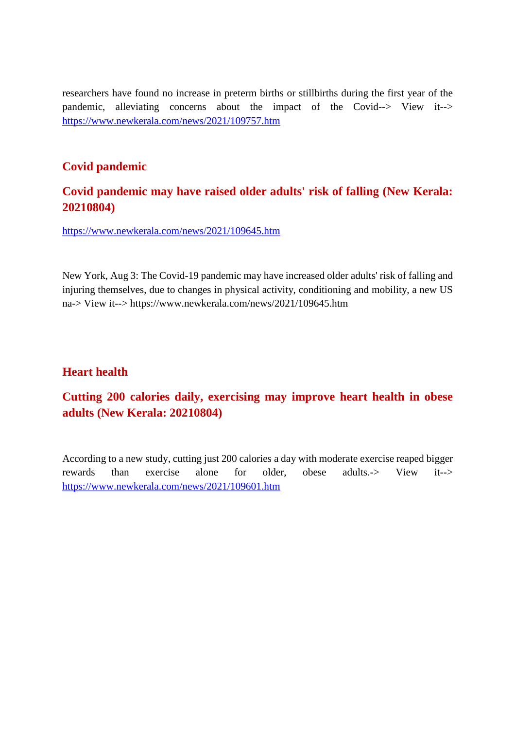researchers have found no increase in preterm births or stillbirths during the first year of the pandemic, alleviating concerns about the impact of the Covid--> View it--> https://www.newkerala.com/news/2021/109757.htm

## Covid pandemic

### Covid pandemic may have raised older adults' risk of falling (New Kerala: 20210804)

https://www.newkerala.com/news/2021/109645.htm

New York, Aug 3: The Covid-19 pandemic may have increased older adults' risk of falling and injuring themselves, due to changes in physical activity, conditioning and mobility, a new US na-> View it--> https://www.newkerala.com/news/2021/109645.htm

## Heart health

### Cutting 200 calories daily, exercising may improve heart health in obese adults (New Kerala: 20210804)

According to a new study, cutting just 200 calories a day with moderate exercise reaped bigger rewards than exercise alone for older, obese adults.-> View it--> https://www.newkerala.com/news/2021/109601.htm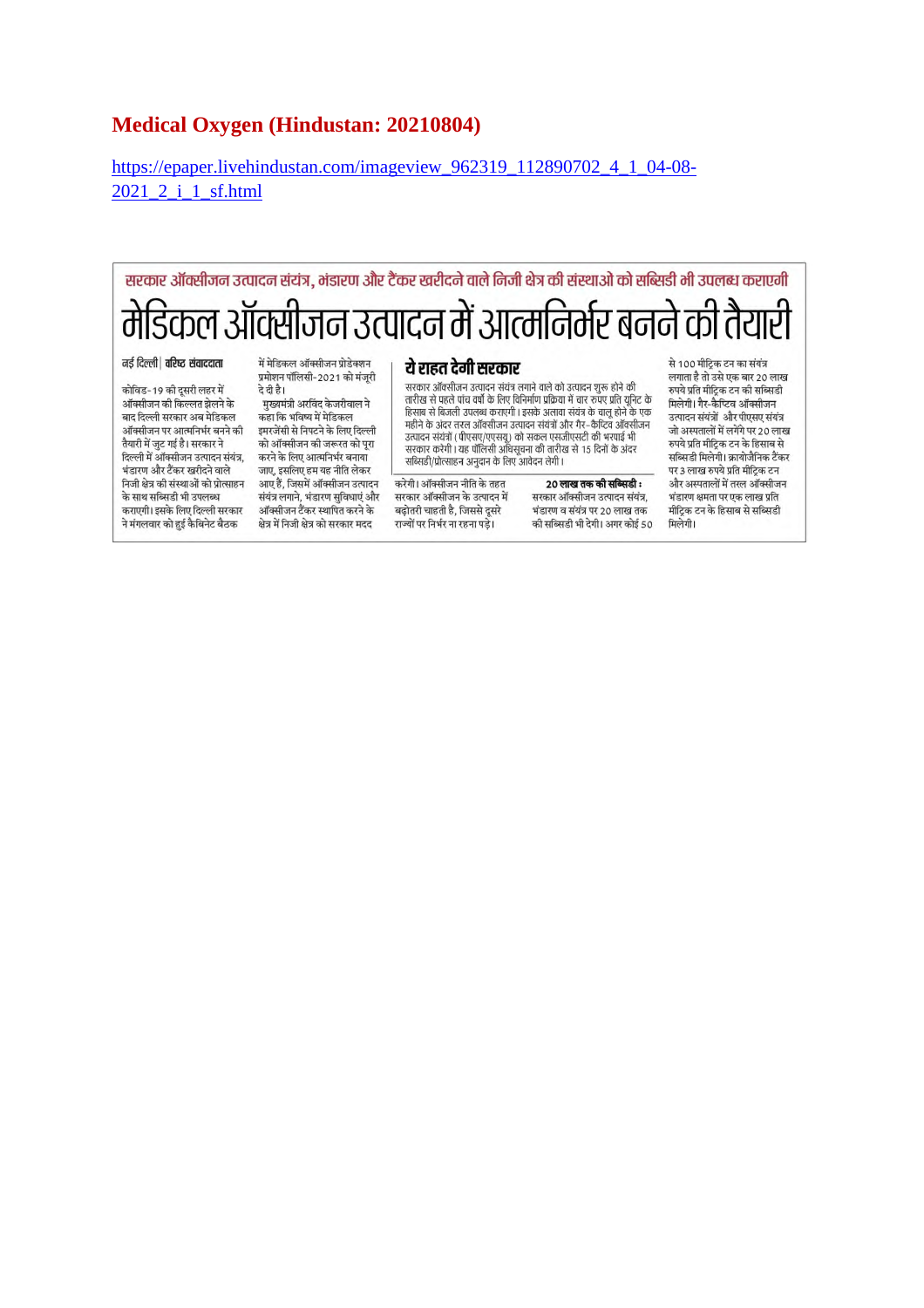# Medical Oxygen (Hindustan: 20210804)

https://epaper.livehindustan.com/imageview_962319_112890702_4_1_04-08-2021_2_i_1_sf.html

सरकार ऑक्सीजन उत्पादन संयंत्र, भंडारण और टैंकर खरीदने वाले निजी क्षेत्र की संस्थाओं को सब्सिडी भी उपलब्ध कराएगी

## मेडिकल ऑक्सीजन उत्पादन में आत्मनिर्भर बनने की तैयारी

**नई दिल्ली | वरिष्ठ संवाददाता**

कोविड-19 की दूसरी लहर में ऑक्सीजन की किल्लत झेलने के बाद दिल्ली सरकार अब मेडिकल ऑक्सीजन पर आत्मनिर्भर बनने की तैयारी में जुट गई है। सरकार ने दिल्ली में ऑक्सीजन उत्पादन संयंत्र, भंडारण और टैंकर खरीदने वाले निजी क्षेत्र की संस्थाओं को प्रोत्साहन के साथ सब्सिडी भी उपलब्ध कराएगी। इसके लिए दिल्ली सरकार ने मंगलवार को हुई कैबिनेट बैठक में मेडिकल ऑक्सीजन प्रोडेक्शन प्रमोशन पॉलिसी-2021 को मंजूरी दे दी है।

मुख्यमंत्री अरविंद केजरीवाल ने कहा कि भविष्य में मेडिकल इमरजेंसी से निपटने के लिए दिल्ली को ऑक्सीजन की जरूरत को पूरा करने के लिए आत्मनिर्भर बनाया जाए, इसलिए हम यह नीति लेकर आए हैं, जिसमें ऑक्सीजन उत्पादन संयंत्र लगाने, भंडारण सुविधाएं और ऑक्सीजन टैंकर स्थापित करने के क्षेत्र में निजी क्षेत्र को सरकार मदद करेगी। ऑक्सीजन नीति के तहत सरकार ऑक्सीजन के उत्पादन में बढ़ोतरी चाहती है, जिससे दूसरे राज्यों पर निर्भर ना रहना पड़े।

### ये राहत देगी सरकार

सरकार ऑक्सीजन उत्पादन संयंत्र लगाने वाले को उत्पादन शुरू होने की तारीख से पहले पांच वर्षों के लिए विनिर्माण प्रक्रिया में चार रुपए प्रति यूनिट के हिसाब से बिजली उपलब्ध कराएगी। इसके अलावा संयंत्र के चालू होने के एक महीने के अंदर तरल ऑक्सीजन उत्पादन संयंत्रों और गैर-कैप्टिव ऑक्सीजन उत्पादन संयंत्रों (पीएसए/एएसयू) को सकल एसजीएसटी की भरपाई भी सरकार करेगी। यह पॉलिसी अधिसूचना की तारीख से 15 दिनों के अंदर सब्सिडी/प्रोत्साहन अनुदान के लिए आवेदन लेगी।

**20 लाख तक की सब्सिडी :** सरकार ऑक्सीजन उत्पादन संयंत्र, भंडारण व संयंत्र पर 20 लाख तक की सब्सिडी भी देगी। अगर कोई 50 से 100 मीट्रिक टन का संयंत्र लगाता है तो उसे एक बार 20 लाख रुपये प्रति मीट्रिक टन की सब्सिडी मिलेगी। गैर-कैप्टिव ऑक्सीजन उत्पादन संयंत्रों और पीएसए संयंत्र जो अस्पतालों में लगेंगे पर 20 लाख रुपये प्रति मीट्रिक टन के हिसाब से सब्सिडी मिलेगी। क्रायोजेनिक टैंकर पर 3 लाख रुपये प्रति मीट्रिक टन और अस्पतालों में तरल ऑक्सीजन भंडारण क्षमता पर एक लाख प्रति मीट्रिक टन के हिसाब से सब्सिडी मिलेगी।